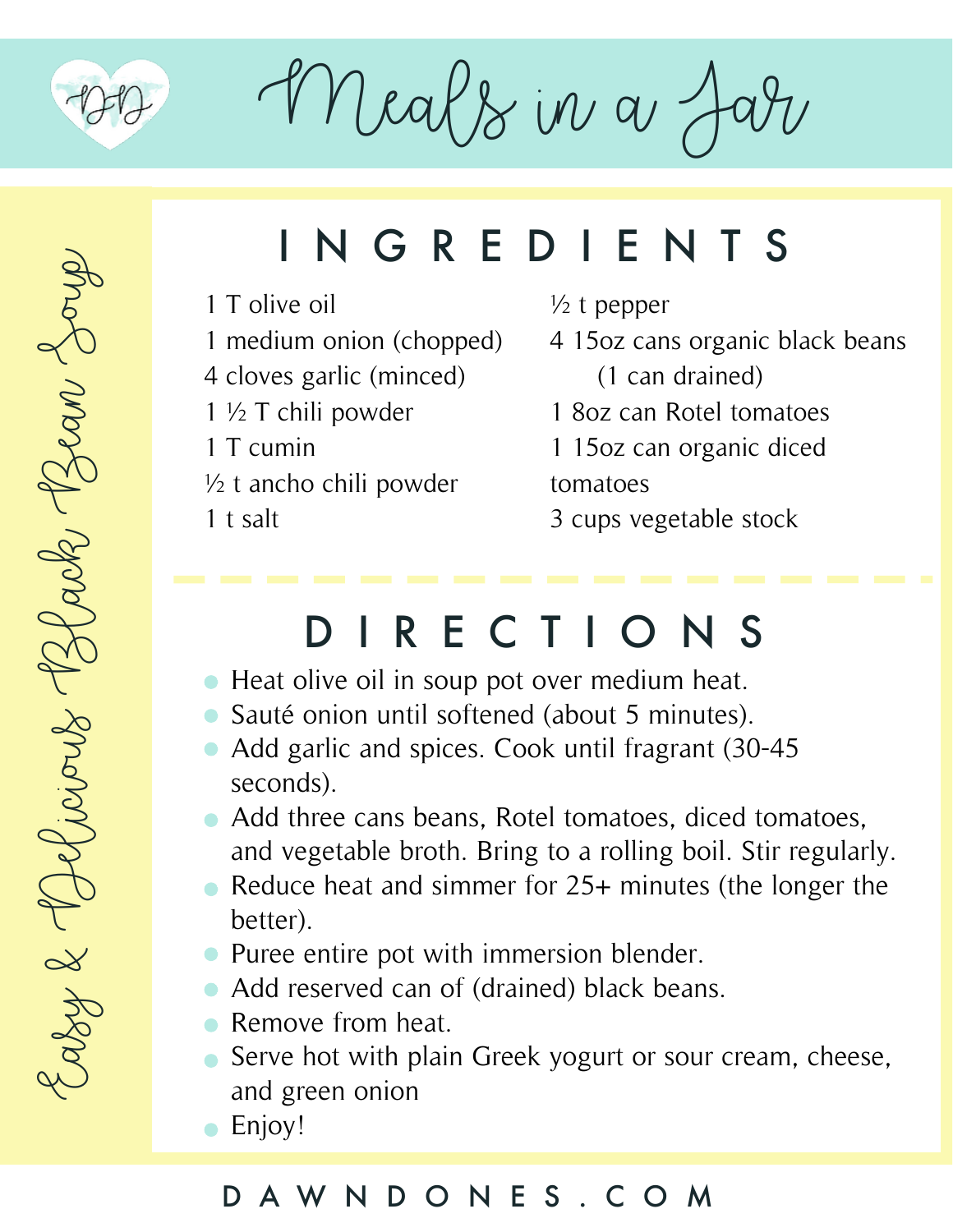# Meals in a Jar

## Easy & Delicious Black Bean Soup

## INGREDIENTS

- 1 T olive oil
- 1 medium onion (chopped)
- 4 cloves garlic (minced)
- 1 ½ T chili powder
- 1 T cumin
- ½ t ancho chili powder
- 1 t salt
- ½ t pepper
- 4 15oz cans organic black beans (1 can drained)
- 1 8oz can Rotel tomatoes
- 1 15oz can organic diced tomatoes
- 3 cups vegetable stock

## DIRECTIONS

- Heat olive oil in soup pot over medium heat.
- Sauté onion until softened (about 5 minutes).
- Add garlic and spices. Cook until fragrant (30-45 seconds).
- Add three cans beans, Rotel tomatoes, diced tomatoes, and vegetable broth. Bring to a rolling boil. Stir regularly.
- Reduce heat and simmer for 25+ minutes (the longer the better).
- Puree entire pot with immersion blender.
- Add reserved can of (drained) black beans.
- Remove from heat.
- Serve hot with plain Greek yogurt or sour cream, cheese, and green onion
- Enjoy!

DAWNDONES.COM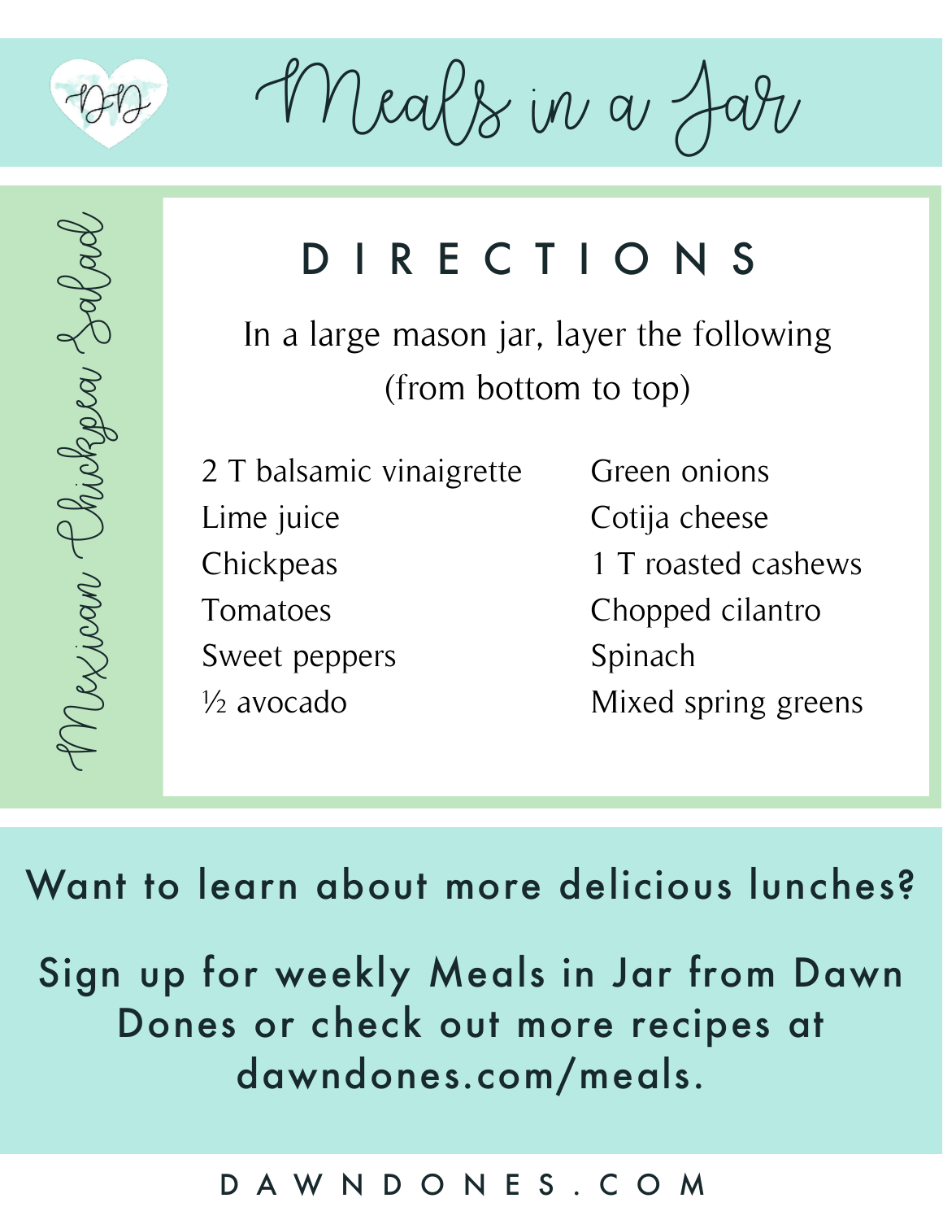# Meals in a Jar

## Mexican Chickpea Salad

### DIRECTIONS

In a large mason jar, layer the following (from bottom to top)

- 2 T balsamic vinaigrette
- Lime juice
- Chickpeas
- Tomatoes
- Sweet peppers
- ½ avocado
- Green onions
- Cotija cheese
- 1 T roasted cashews
- Chopped cilantro
- Spinach
- Mixed spring greens

**Want to learn about more delicious lunches?**

**Sign up for weekly Meals in Jar from Dawn Dones or check out more recipes at dawndones.com/meals.**

DAWNDONES.COM